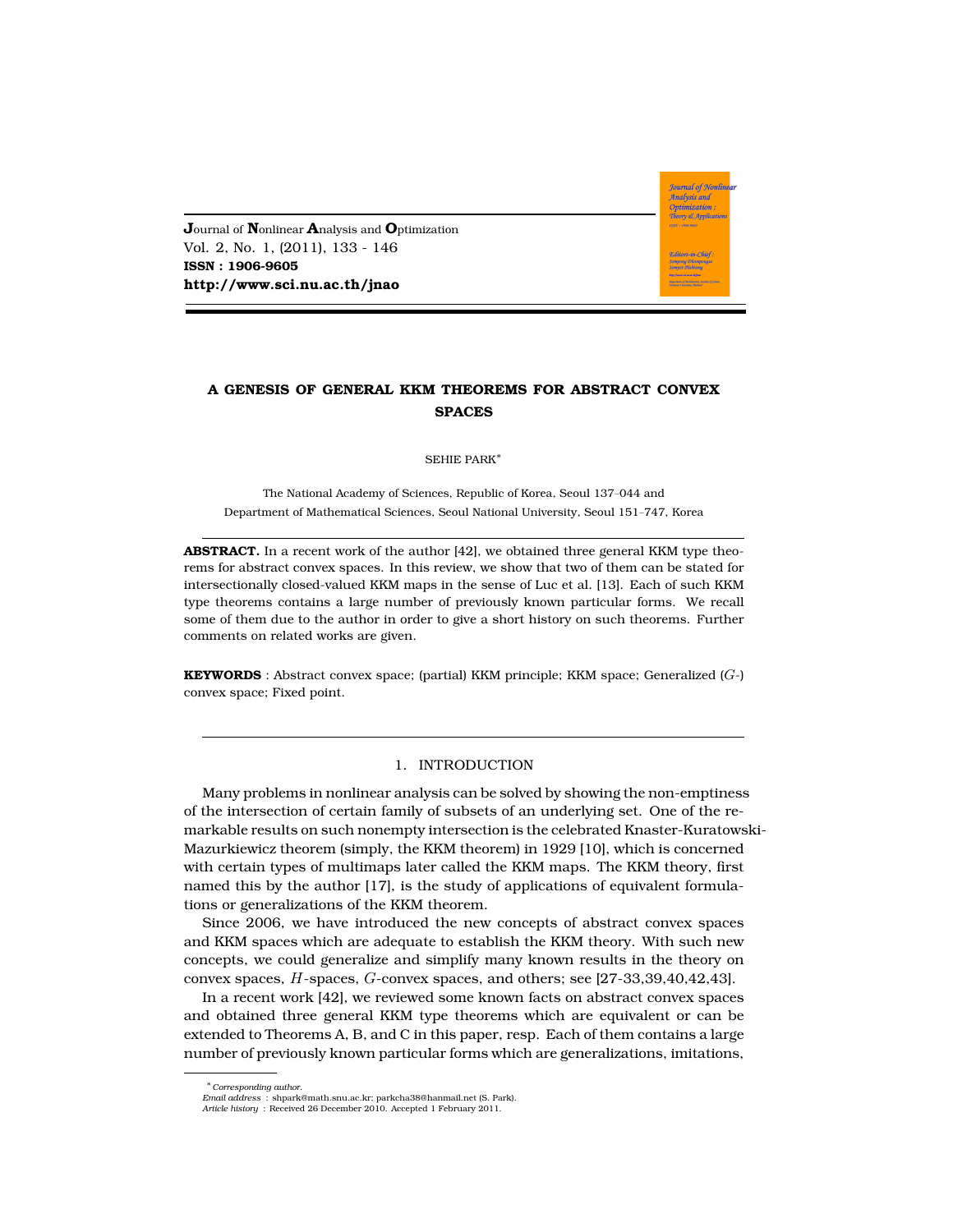# A GENESIS OF GENERAL KKM THEOREMS FOR ABSTRACT CONVEX SPACES

SEHIE PARK*

The National Academy of Sciences, Republic of Korea, Seoul 137–044 and
Department of Mathematical Sciences, Seoul National University, Seoul 151–747, Korea

**ABSTRACT.** In a recent work of the author [42], we obtained three general KKM type theorems for abstract convex spaces. In this review, we show that two of them can be stated for intersectionally closed-valued KKM maps in the sense of Luc et al. [13]. Each of such KKM type theorems contains a large number of previously known particular forms. We recall some of them due to the author in order to give a short history on such theorems. Further comments on related works are given.

**KEYWORDS** : Abstract convex space; (partial) KKM principle; KKM space; Generalized ($G$-) convex space; Fixed point.

## 1. INTRODUCTION

Many problems in nonlinear analysis can be solved by showing the non-emptiness of the intersection of certain family of subsets of an underlying set. One of the remarkable results on such nonempty intersection is the celebrated Knaster-Kuratowski-Mazurkiewicz theorem (simply, the KKM theorem) in 1929 [10], which is concerned with certain types of multimaps later called the KKM maps. The KKM theory, first named this by the author [17], is the study of applications of equivalent formulations or generalizations of the KKM theorem.

Since 2006, we have introduced the new concepts of abstract convex spaces and KKM spaces which are adequate to establish the KKM theory. With such new concepts, we could generalize and simplify many known results in the theory on convex spaces, $H$-spaces, $G$-convex spaces, and others; see [27-33,39,40,42,43].

In a recent work [42], we reviewed some known facts on abstract convex spaces and obtained three general KKM type theorems which are equivalent or can be extended to Theorems A, B, and C in this paper, resp. Each of them contains a large number of previously known particular forms which are generalizations, imitations,

---

\* *Corresponding author.*
*Email address* : shpark@math.snu.ac.kr; parkcha38@hanmail.net (S. Park).
*Article history* : Received 26 December 2010. Accepted 1 February 2011.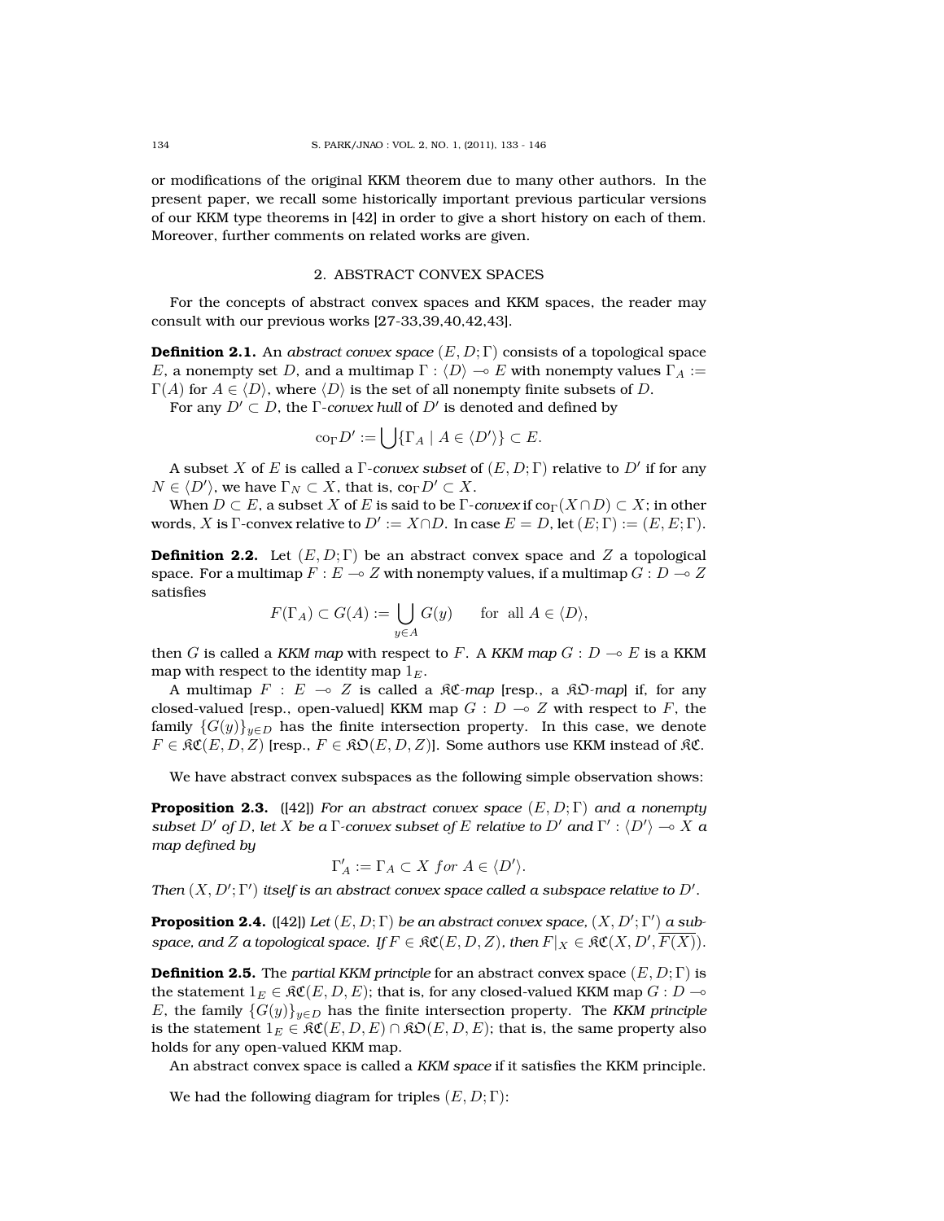or modifications of the original KKM theorem due to many other authors. In the present paper, we recall some historically important previous particular versions of our KKM type theorems in [42] in order to give a short history on each of them. Moreover, further comments on related works are given.

## 2. ABSTRACT CONVEX SPACES

For the concepts of abstract convex spaces and KKM spaces, the reader may consult with our previous works [27-33,39,40,42,43].

**Definition 2.1.** An *abstract convex space* $(E, D; \Gamma)$ consists of a topological space $E$, a nonempty set $D$, and a multimap $\Gamma : \langle D \rangle \multimap E$ with nonempty values $\Gamma_A := \Gamma(A)$ for $A \in \langle D \rangle$, where $\langle D \rangle$ is the set of all nonempty finite subsets of $D$.

For any $D' \subset D$, the $\Gamma$-*convex hull* of $D'$ is denoted and defined by

$$\mathrm{co}_\Gamma D' := \bigcup \{\Gamma_A \mid A \in \langle D' \rangle\} \subset E.$$

A subset $X$ of $E$ is called a $\Gamma$-*convex subset* of $(E, D; \Gamma)$ relative to $D'$ if for any $N \in \langle D' \rangle$, we have $\Gamma_N \subset X$, that is, $\mathrm{co}_\Gamma D' \subset X$.

When $D \subset E$, a subset $X$ of $E$ is said to be $\Gamma$-*convex* if $\mathrm{co}_\Gamma(X \cap D) \subset X$; in other words, $X$ is $\Gamma$-convex relative to $D' := X \cap D$. In case $E = D$, let $(E; \Gamma) := (E, E; \Gamma)$.

**Definition 2.2.** Let $(E, D; \Gamma)$ be an abstract convex space and $Z$ a topological space. For a multimap $F : E \multimap Z$ with nonempty values, if a multimap $G : D \multimap Z$ satisfies

$$F(\Gamma_A) \subset G(A) := \bigcup_{y \in A} G(y) \qquad \text{for all } A \in \langle D \rangle,$$

then $G$ is called a *KKM map* with respect to $F$. A *KKM map* $G : D \multimap E$ is a KKM map with respect to the identity map $1_E$.

A multimap $F : E \multimap Z$ is called a $\mathfrak{KC}$-*map* [resp., a $\mathfrak{KO}$-*map*] if, for any closed-valued [resp., open-valued] KKM map $G : D \multimap Z$ with respect to $F$, the family $\{G(y)\}_{y \in D}$ has the finite intersection property. In this case, we denote $F \in \mathfrak{KC}(E, D, Z)$ [resp., $F \in \mathfrak{KO}(E, D, Z)$]. Some authors use KKM instead of $\mathfrak{KC}$.

We have abstract convex subspaces as the following simple observation shows:

**Proposition 2.3.** ([42]) *For an abstract convex space $(E, D; \Gamma)$ and a nonempty subset $D'$ of $D$, let $X$ be a $\Gamma$-convex subset of $E$ relative to $D'$ and $\Gamma' : \langle D' \rangle \multimap X$ a map defined by*

$$\Gamma'_A := \Gamma_A \subset X \text{ for } A \in \langle D' \rangle.$$

*Then $(X, D'; \Gamma')$ itself is an abstract convex space called a subspace relative to $D'$.*

**Proposition 2.4.** ([42]) *Let $(E, D; \Gamma)$ be an abstract convex space, $(X, D'; \Gamma')$ a subspace, and $Z$ a topological space. If $F \in \mathfrak{KC}(E, D, Z)$, then $F|_X \in \mathfrak{KC}(X, D', \overline{F(X)})$.*

**Definition 2.5.** The *partial KKM principle* for an abstract convex space $(E, D; \Gamma)$ is the statement $1_E \in \mathfrak{KC}(E, D, E)$; that is, for any closed-valued KKM map $G : D \multimap E$, the family $\{G(y)\}_{y \in D}$ has the finite intersection property. The *KKM principle* is the statement $1_E \in \mathfrak{KC}(E, D, E) \cap \mathfrak{KO}(E, D, E)$; that is, the same property also holds for any open-valued KKM map.

An abstract convex space is called a *KKM space* if it satisfies the KKM principle.

We had the following diagram for triples $(E, D; \Gamma)$: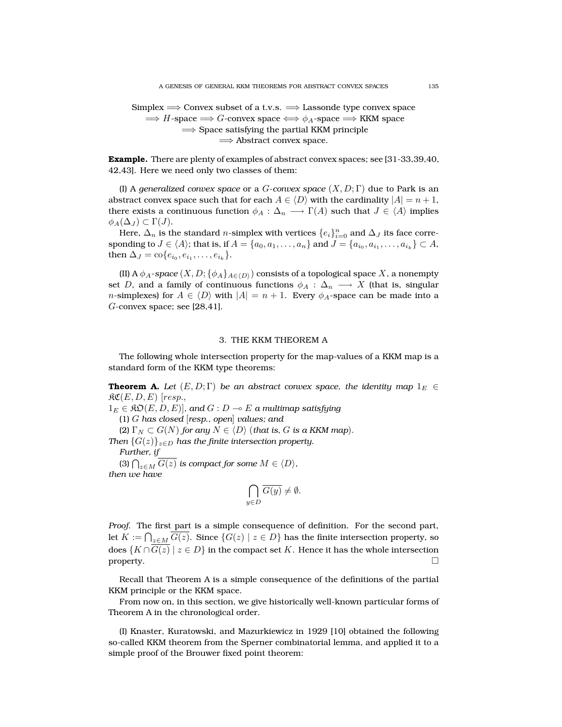$$\text{Simplex} \Longrightarrow \text{Convex subset of a t.v.s.} \Longrightarrow \text{Lassonde type convex space}$$
$$\Longrightarrow H\text{-space} \Longrightarrow G\text{-convex space} \Longleftrightarrow \phi_A\text{-space} \Longrightarrow \text{KKM space}$$
$$\Longrightarrow \text{Space satisfying the partial KKM principle}$$
$$\Longrightarrow \text{Abstract convex space.}$$

**Example.** There are plenty of examples of abstract convex spaces; see [31-33,39,40, 42,43]. Here we need only two classes of them:

(I) A *generalized convex space* or a *$G$-convex space* $(X, D; \Gamma)$ due to Park is an abstract convex space such that for each $A \in \langle D \rangle$ with the cardinality $|A| = n+1$, there exists a continuous function $\phi_A : \Delta_n \longrightarrow \Gamma(A)$ such that $J \in \langle A \rangle$ implies $\phi_A(\Delta_J) \subset \Gamma(J)$.

Here, $\Delta_n$ is the standard $n$-simplex with vertices $\{e_i\}_{i=0}^n$ and $\Delta_J$ its face corresponding to $J \in \langle A \rangle$; that is, if $A = \{a_0, a_1, \ldots, a_n\}$ and $J = \{a_{i_0}, a_{i_1}, \ldots, a_{i_k}\} \subset A$, then $\Delta_J = \mathrm{co}\{e_{i_0}, e_{i_1}, \ldots, e_{i_k}\}$.

(II) A *$\phi_A$-space* $(X, D; \{\phi_A\}_{A \in \langle D \rangle})$ consists of a topological space $X$, a nonempty set $D$, and a family of continuous functions $\phi_A : \Delta_n \longrightarrow X$ (that is, singular $n$-simplexes) for $A \in \langle D \rangle$ with $|A| = n+1$. Every $\phi_A$-space can be made into a $G$-convex space; see [28,41].

## 3. THE KKM THEOREM A

The following whole intersection property for the map-values of a KKM map is a standard form of the KKM type theorems:

**Theorem A.** *Let $(E, D; \Gamma)$ be an abstract convex space, the identity map $1_E \in \mathfrak{KC}(E, D, E)$ [resp., $1_E \in \mathfrak{KO}(E, D, E)$], and $G : D \multimap E$ a multimap satisfying*

*(1) $G$ has closed [resp., open] values; and*

*(2) $\Gamma_N \subset G(N)$ for any $N \in \langle D \rangle$ (that is, $G$ is a KKM map).*

*Then $\{G(z)\}_{z \in D}$ has the finite intersection property.*

*Further, if*

*(3) $\bigcap_{z \in M} \overline{G(z)}$ is compact for some $M \in \langle D \rangle$,*

*then we have*

$$\bigcap_{y \in D} \overline{G(y)} \neq \emptyset.$$

*Proof.* The first part is a simple consequence of definition. For the second part, let $K := \bigcap_{z \in M} \overline{G(z)}$. Since $\{G(z) \mid z \in D\}$ has the finite intersection property, so does $\{K \cap \overline{G(z)} \mid z \in D\}$ in the compact set $K$. Hence it has the whole intersection property. $\square$

Recall that Theorem A is a simple consequence of the definitions of the partial KKM principle or the KKM space.

From now on, in this section, we give historically well-known particular forms of Theorem A in the chronological order.

(I) Knaster, Kuratowski, and Mazurkiewicz in 1929 [10] obtained the following so-called KKM theorem from the Sperner combinatorial lemma, and applied it to a simple proof of the Brouwer fixed point theorem: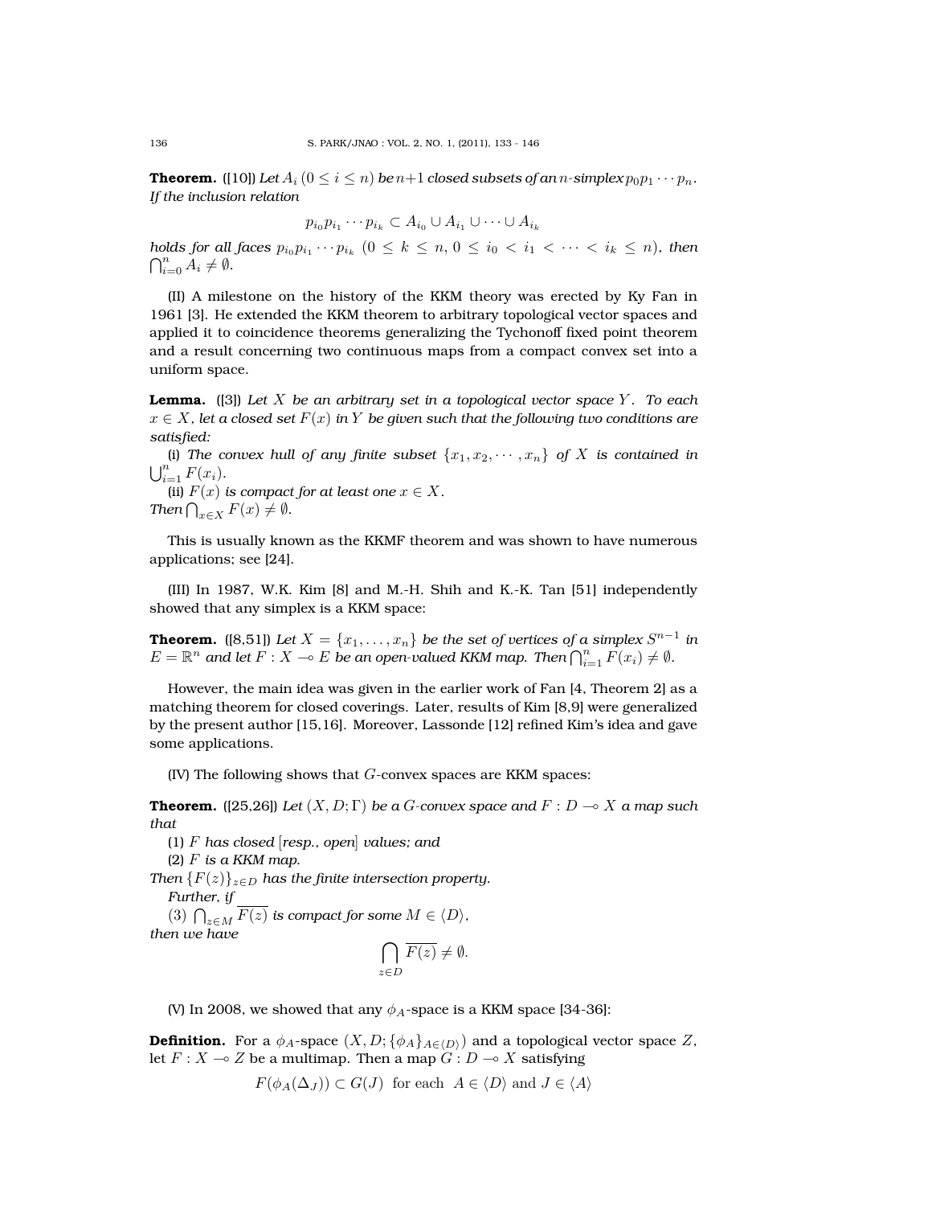**Theorem.** ([10]) *Let $A_i$ $(0 \leq i \leq n)$ be $n+1$ closed subsets of an $n$-simplex $p_0 p_1 \cdots p_n$. If the inclusion relation*

$$p_{i_0} p_{i_1} \cdots p_{i_k} \subset A_{i_0} \cup A_{i_1} \cup \cdots \cup A_{i_k}$$

*holds for all faces $p_{i_0} p_{i_1} \cdots p_{i_k}$ $(0 \leq k \leq n,\ 0 \leq i_0 < i_1 < \cdots < i_k \leq n)$, then $\bigcap_{i=0}^{n} A_i \neq \emptyset$.*

(II) A milestone on the history of the KKM theory was erected by Ky Fan in 1961 [3]. He extended the KKM theorem to arbitrary topological vector spaces and applied it to coincidence theorems generalizing the Tychonoff fixed point theorem and a result concerning two continuous maps from a compact convex set into a uniform space.

**Lemma.** ([3]) *Let $X$ be an arbitrary set in a topological vector space $Y$. To each $x \in X$, let a closed set $F(x)$ in $Y$ be given such that the following two conditions are satisfied:*

(i) *The convex hull of any finite subset $\{x_1, x_2, \cdots, x_n\}$ of $X$ is contained in $\bigcup_{i=1}^{n} F(x_i)$.*

(ii) *$F(x)$ is compact for at least one $x \in X$.*

*Then $\bigcap_{x \in X} F(x) \neq \emptyset$.*

This is usually known as the KKMF theorem and was shown to have numerous applications; see [24].

(III) In 1987, W.K. Kim [8] and M.-H. Shih and K.-K. Tan [51] independently showed that any simplex is a KKM space:

**Theorem.** ([8,51]) *Let $X = \{x_1, \ldots, x_n\}$ be the set of vertices of a simplex $S^{n-1}$ in $E = \mathbb{R}^n$ and let $F : X \multimap E$ be an open-valued KKM map. Then $\bigcap_{i=1}^{n} F(x_i) \neq \emptyset$.*

However, the main idea was given in the earlier work of Fan [4, Theorem 2] as a matching theorem for closed coverings. Later, results of Kim [8,9] were generalized by the present author [15,16]. Moreover, Lassonde [12] refined Kim's idea and gave some applications.

(IV) The following shows that $G$-convex spaces are KKM spaces:

**Theorem.** ([25,26]) *Let $(X, D; \Gamma)$ be a $G$-convex space and $F : D \multimap X$ a map such that*

(1) *$F$ has closed [resp., open] values; and*

(2) *$F$ is a KKM map.*

*Then $\{F(z)\}_{z \in D}$ has the finite intersection property.*

*Further, if*

(3) *$\bigcap_{z \in M} \overline{F(z)}$ is compact for some $M \in \langle D \rangle$,*

*then we have*

$$\bigcap_{z \in D} \overline{F(z)} \neq \emptyset.$$

(V) In 2008, we showed that any $\phi_A$-space is a KKM space [34-36]:

**Definition.** For a $\phi_A$-space $(X, D; \{\phi_A\}_{A \in \langle D \rangle})$ and a topological vector space $Z$, let $F : X \multimap Z$ be a multimap. Then a map $G : D \multimap X$ satisfying

$$F(\phi_A(\Delta_J)) \subset G(J) \ \text{ for each } \ A \in \langle D \rangle \text{ and } J \in \langle A \rangle$$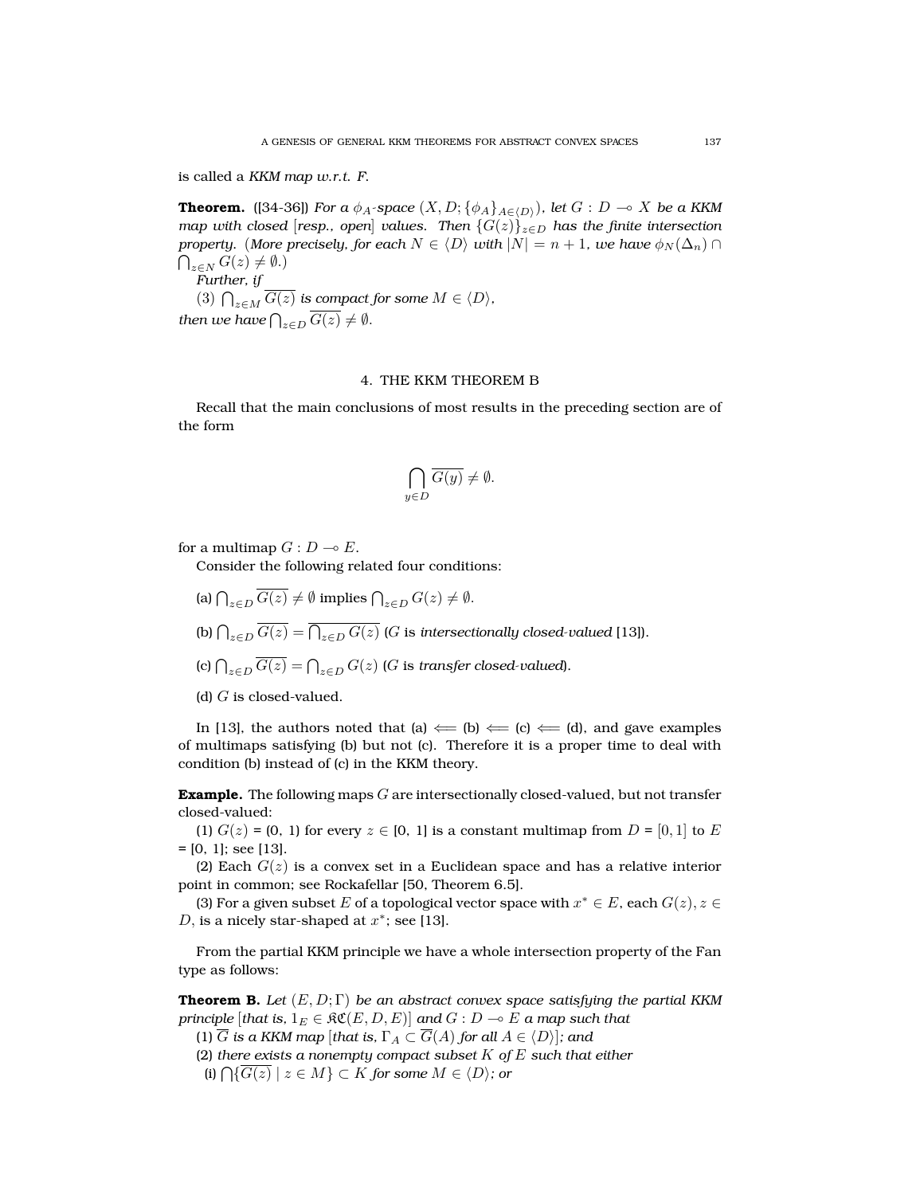is called a *KKM map w.r.t. F*.

**Theorem.** ([34-36]) *For a $\phi_A$-space $(X, D; \{\phi_A\}_{A\in\langle D\rangle})$, let $G : D \multimap X$ be a KKM map with closed [resp., open] values. Then $\{G(z)\}_{z\in D}$ has the finite intersection property. (More precisely, for each $N \in \langle D\rangle$ with $|N| = n+1$, we have $\phi_N(\Delta_n) \cap \bigcap_{z\in N} G(z) \neq \emptyset$.)*

*Further, if*

(3) $\bigcap_{z\in M} \overline{G(z)}$ *is compact for some* $M \in \langle D\rangle$,

*then we have* $\bigcap_{z\in D} \overline{G(z)} \neq \emptyset$.

## 4. THE KKM THEOREM B

Recall that the main conclusions of most results in the preceding section are of the form

$$\bigcap_{y\in D} \overline{G(y)} \neq \emptyset.$$

for a multimap $G : D \multimap E$.

Consider the following related four conditions:

(a) $\bigcap_{z\in D} \overline{G(z)} \neq \emptyset$ implies $\bigcap_{z\in D} G(z) \neq \emptyset$.

(b) $\bigcap_{z\in D} \overline{G(z)} = \overline{\bigcap_{z\in D} G(z)}$ ($G$ is *intersectionally closed-valued* [13]).

(c) $\bigcap_{z\in D} \overline{G(z)} = \bigcap_{z\in D} G(z)$ ($G$ is *transfer closed-valued*).

(d) $G$ is closed-valued.

In [13], the authors noted that (a) $\Longleftarrow$ (b) $\Longleftarrow$ (c) $\Longleftarrow$ (d), and gave examples of multimaps satisfying (b) but not (c). Therefore it is a proper time to deal with condition (b) instead of (c) in the KKM theory.

**Example.** The following maps $G$ are intersectionally closed-valued, but not transfer closed-valued:

(1) $G(z)$ = (0, 1) for every $z \in$ [0, 1] is a constant multimap from $D = [0, 1]$ to $E$ = [0, 1]; see [13].

(2) Each $G(z)$ is a convex set in a Euclidean space and has a relative interior point in common; see Rockafellar [50, Theorem 6.5].

(3) For a given subset $E$ of a topological vector space with $x^* \in E$, each $G(z), z \in D$, is a nicely star-shaped at $x^*$; see [13].

From the partial KKM principle we have a whole intersection property of the Fan type as follows:

**Theorem B.** *Let $(E, D; \Gamma)$ be an abstract convex space satisfying the partial KKM principle [that is, $1_E \in \mathfrak{KC}(E, D, E)$] and $G : D \multimap E$ a map such that*

(1) $\overline{G}$ *is a KKM map [that is, $\Gamma_A \subset \overline{G}(A)$ for all $A \in \langle D\rangle$]; and*

(2) *there exists a nonempty compact subset $K$ of $E$ such that either*

(i) $\bigcap\{\overline{G(z)} \mid z \in M\} \subset K$ *for some $M \in \langle D\rangle$; or*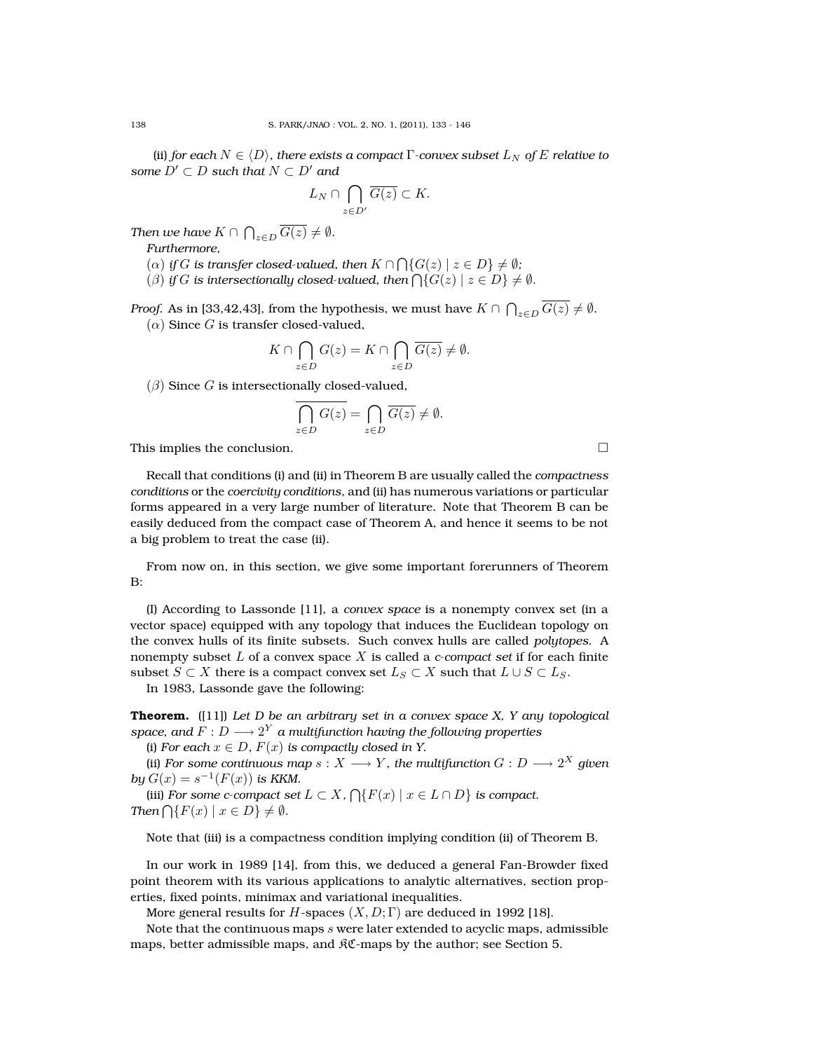(ii) *for each $N \in \langle D \rangle$, there exists a compact $\Gamma$-convex subset $L_N$ of $E$ relative to some $D' \subset D$ such that $N \subset D'$ and*

$$L_N \cap \bigcap_{z \in D'} \overline{G(z)} \subset K.$$

*Then we have $K \cap \bigcap_{z \in D} \overline{G(z)} \neq \emptyset$.*

*Furthermore,*

($\alpha$) *if $G$ is transfer closed-valued, then $K \cap \bigcap \{G(z) \mid z \in D\} \neq \emptyset$;*

($\beta$) *if $G$ is intersectionally closed-valued, then $\bigcap \{G(z) \mid z \in D\} \neq \emptyset$.*

*Proof.* As in [33,42,43], from the hypothesis, we must have $K \cap \bigcap_{z \in D} \overline{G(z)} \neq \emptyset$.

($\alpha$) Since $G$ is transfer closed-valued,

$$K \cap \bigcap_{z \in D} G(z) = K \cap \bigcap_{z \in D} \overline{G(z)} \neq \emptyset.$$

($\beta$) Since $G$ is intersectionally closed-valued,

$$\overline{\bigcap_{z \in D} G(z)} = \bigcap_{z \in D} \overline{G(z)} \neq \emptyset.$$

This implies the conclusion. □

Recall that conditions (i) and (ii) in Theorem B are usually called the *compactness conditions* or the *coercivity conditions*, and (ii) has numerous variations or particular forms appeared in a very large number of literature. Note that Theorem B can be easily deduced from the compact case of Theorem A, and hence it seems to be not a big problem to treat the case (ii).

From now on, in this section, we give some important forerunners of Theorem B:

(I) According to Lassonde [11], a *convex space* is a nonempty convex set (in a vector space) equipped with any topology that induces the Euclidean topology on the convex hulls of its finite subsets. Such convex hulls are called *polytopes*. A nonempty subset $L$ of a convex space $X$ is called a *c-compact set* if for each finite subset $S \subset X$ there is a compact convex set $L_S \subset X$ such that $L \cup S \subset L_S$.

In 1983, Lassonde gave the following:

**Theorem.** ([11]) *Let D be an arbitrary set in a convex space X, Y any topological space, and $F : D \longrightarrow 2^Y$ a multifunction having the following properties*

(i) *For each $x \in D$, $F(x)$ is compactly closed in Y.*

(ii) *For some continuous map $s : X \longrightarrow Y$, the multifunction $G : D \longrightarrow 2^X$ given by $G(x) = s^{-1}(F(x))$ is KKM.*

(iii) *For some c-compact set $L \subset X$, $\bigcap \{F(x) \mid x \in L \cap D\}$ is compact.*

*Then $\bigcap \{F(x) \mid x \in D\} \neq \emptyset$.*

Note that (iii) is a compactness condition implying condition (ii) of Theorem B.

In our work in 1989 [14], from this, we deduced a general Fan-Browder fixed point theorem with its various applications to analytic alternatives, section properties, fixed points, minimax and variational inequalities.

More general results for $H$-spaces $(X, D; \Gamma)$ are deduced in 1992 [18].

Note that the continuous maps $s$ were later extended to acyclic maps, admissible maps, better admissible maps, and $\mathfrak{KC}$-maps by the author; see Section 5.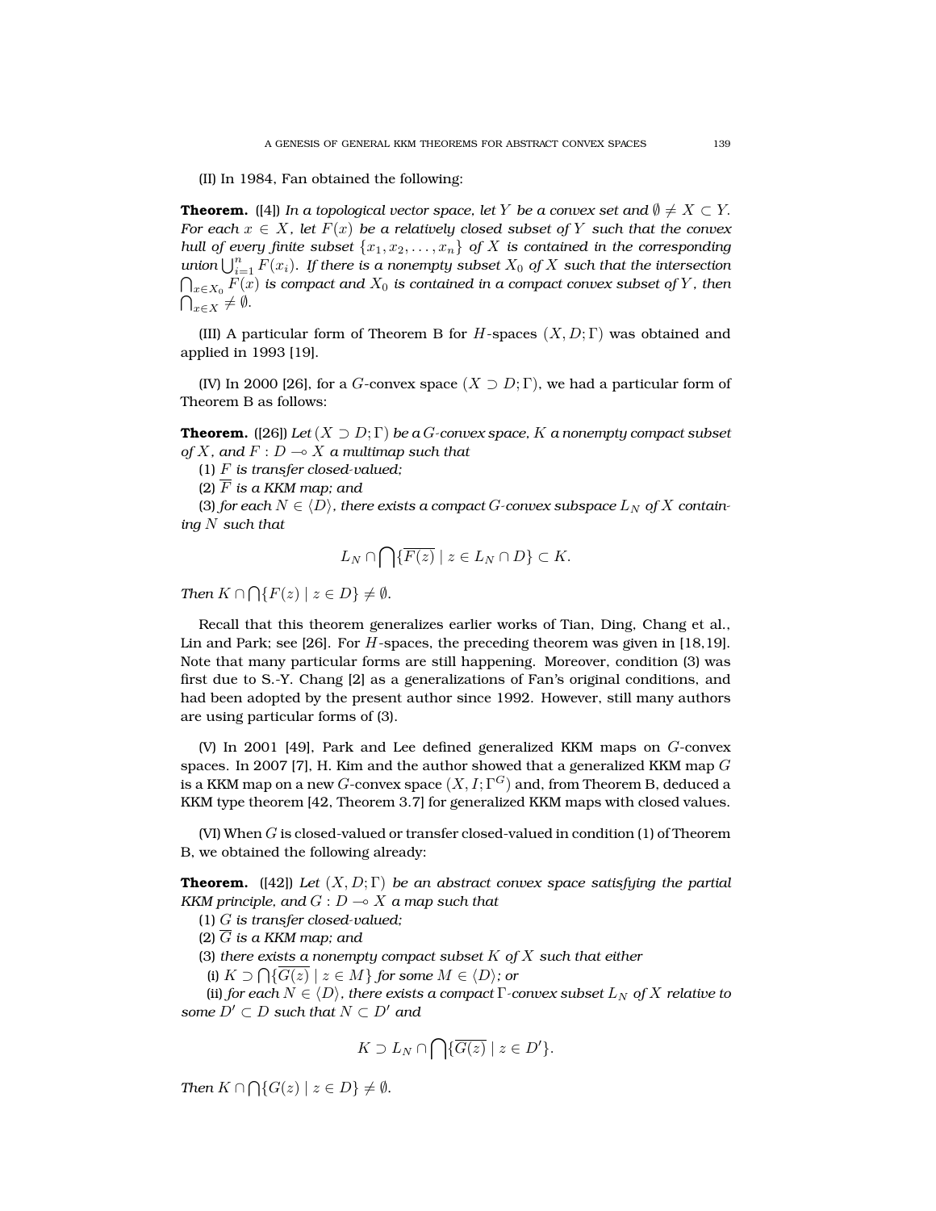(II) In 1984, Fan obtained the following:

**Theorem.** ([4]) *In a topological vector space, let $Y$ be a convex set and $\emptyset \neq X \subset Y$. For each $x \in X$, let $F(x)$ be a relatively closed subset of $Y$ such that the convex hull of every finite subset $\{x_1, x_2, \ldots, x_n\}$ of $X$ is contained in the corresponding union $\bigcup_{i=1}^n F(x_i)$. If there is a nonempty subset $X_0$ of $X$ such that the intersection $\bigcap_{x \in X_0} F(x)$ is compact and $X_0$ is contained in a compact convex subset of $Y$, then $\bigcap_{x \in X} \neq \emptyset$.*

(III) A particular form of Theorem B for $H$-spaces $(X, D; \Gamma)$ was obtained and applied in 1993 [19].

(IV) In 2000 [26], for a $G$-convex space $(X \supset D; \Gamma)$, we had a particular form of Theorem B as follows:

**Theorem.** ([26]) *Let $(X \supset D; \Gamma)$ be a $G$-convex space, $K$ a nonempty compact subset of $X$, and $F : D \multimap X$ a multimap such that*

(1) *$F$ is transfer closed-valued;*

(2) *$\overline{F}$ is a KKM map; and*

(3) *for each $N \in \langle D \rangle$, there exists a compact $G$-convex subspace $L_N$ of $X$ containing $N$ such that*

$$L_N \cap \bigcap \{\overline{F(z)} \mid z \in L_N \cap D\} \subset K.$$

*Then $K \cap \bigcap \{F(z) \mid z \in D\} \neq \emptyset$.*

Recall that this theorem generalizes earlier works of Tian, Ding, Chang et al., Lin and Park; see [26]. For $H$-spaces, the preceding theorem was given in [18,19]. Note that many particular forms are still happening. Moreover, condition (3) was first due to S.-Y. Chang [2] as a generalizations of Fan's original conditions, and had been adopted by the present author since 1992. However, still many authors are using particular forms of (3).

(V) In 2001 [49], Park and Lee defined generalized KKM maps on $G$-convex spaces. In 2007 [7], H. Kim and the author showed that a generalized KKM map $G$ is a KKM map on a new $G$-convex space $(X, I; \Gamma^G)$ and, from Theorem B, deduced a KKM type theorem [42, Theorem 3.7] for generalized KKM maps with closed values.

(VI) When $G$ is closed-valued or transfer closed-valued in condition (1) of Theorem B, we obtained the following already:

**Theorem.** ([42]) *Let $(X, D; \Gamma)$ be an abstract convex space satisfying the partial KKM principle, and $G : D \multimap X$ a map such that*

(1) *$G$ is transfer closed-valued;*

(2) *$\overline{G}$ is a KKM map; and*

(3) *there exists a nonempty compact subset $K$ of $X$ such that either*

(i) *$K \supset \bigcap \{\overline{G(z)} \mid z \in M\}$ for some $M \in \langle D \rangle$; or*

(ii) *for each $N \in \langle D \rangle$, there exists a compact $\Gamma$-convex subset $L_N$ of $X$ relative to some $D' \subset D$ such that $N \subset D'$ and*

$$K \supset L_N \cap \bigcap \{\overline{G(z)} \mid z \in D'\}.$$

*Then $K \cap \bigcap \{G(z) \mid z \in D\} \neq \emptyset$.*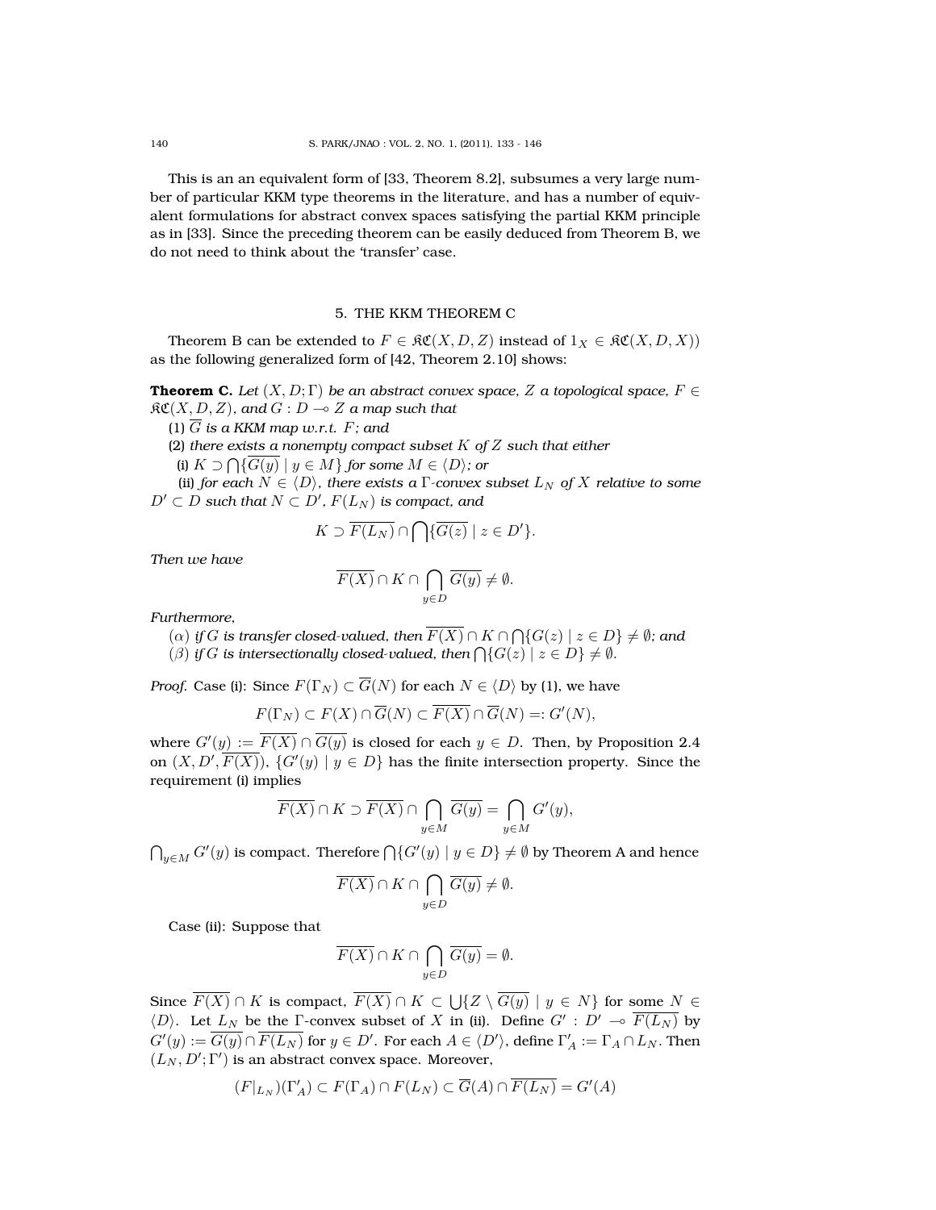This is an an equivalent form of [33, Theorem 8.2], subsumes a very large number of particular KKM type theorems in the literature, and has a number of equivalent formulations for abstract convex spaces satisfying the partial KKM principle as in [33]. Since the preceding theorem can be easily deduced from Theorem B, we do not need to think about the 'transfer' case.

## 5. THE KKM THEOREM C

Theorem B can be extended to $F \in \mathfrak{KC}(X, D, Z)$ instead of $1_X \in \mathfrak{KC}(X, D, X))$ as the following generalized form of [42, Theorem 2.10] shows:

**Theorem C.** *Let $(X, D; \Gamma)$ be an abstract convex space, $Z$ a topological space, $F \in \mathfrak{KC}(X, D, Z)$, and $G : D \multimap Z$ a map such that*

*(1) $\overline{G}$ is a KKM map w.r.t. $F$; and*

*(2) there exists a nonempty compact subset $K$ of $Z$ such that either*

*(i) $K \supset \bigcap\{\overline{G(y)} \mid y \in M\}$ for some $M \in \langle D \rangle$; or*

*(ii) for each $N \in \langle D \rangle$, there exists a $\Gamma$-convex subset $L_N$ of $X$ relative to some $D' \subset D$ such that $N \subset D'$, $F(L_N)$ is compact, and*

$$K \supset \overline{F(L_N)} \cap \bigcap\{\overline{G(z)} \mid z \in D'\}.$$

*Then we have*

$$\overline{F(X)} \cap K \cap \bigcap_{y \in D} \overline{G(y)} \neq \emptyset.$$

*Furthermore,*

*$(\alpha)$ if $G$ is transfer closed-valued, then $\overline{F(X)} \cap K \cap \bigcap\{G(z) \mid z \in D\} \neq \emptyset$; and*

*$(\beta)$ if $G$ is intersectionally closed-valued, then $\bigcap\{G(z) \mid z \in D\} \neq \emptyset$.*

*Proof.* Case (i): Since $F(\Gamma_N) \subset \overline{G}(N)$ for each $N \in \langle D \rangle$ by (1), we have

$$F(\Gamma_N) \subset F(X) \cap \overline{G}(N) \subset \overline{F(X)} \cap \overline{G}(N) =: G'(N),$$

where $G'(y) := \overline{F(X)} \cap \overline{G(y)}$ is closed for each $y \in D$. Then, by Proposition 2.4 on $(X, D', \overline{F(X)})$, $\{G'(y) \mid y \in D\}$ has the finite intersection property. Since the requirement (i) implies

$$\overline{F(X)} \cap K \supset \overline{F(X)} \cap \bigcap_{y \in M} \overline{G(y)} = \bigcap_{y \in M} G'(y),$$

$\bigcap_{y \in M} G'(y)$ is compact. Therefore $\bigcap\{G'(y) \mid y \in D\} \neq \emptyset$ by Theorem A and hence

$$\overline{F(X)} \cap K \cap \bigcap_{y \in D} \overline{G(y)} \neq \emptyset.$$

Case (ii): Suppose that

$$\overline{F(X)} \cap K \cap \bigcap_{y \in D} \overline{G(y)} = \emptyset.$$

Since $\overline{F(X)} \cap K$ is compact, $\overline{F(X)} \cap K \subset \bigcup\{Z \setminus \overline{G(y)} \mid y \in N\}$ for some $N \in \langle D \rangle$. Let $L_N$ be the $\Gamma$-convex subset of $X$ in (ii). Define $G' : D' \multimap \overline{F(L_N)}$ by $G'(y) := \overline{G(y)} \cap \overline{F(L_N)}$ for $y \in D'$. For each $A \in \langle D' \rangle$, define $\Gamma'_A := \Gamma_A \cap L_N$. Then $(L_N, D'; \Gamma')$ is an abstract convex space. Moreover,

$$(F|_{L_N})(\Gamma'_A) \subset F(\Gamma_A) \cap F(L_N) \subset \overline{G}(A) \cap \overline{F(L_N)} = G'(A)$$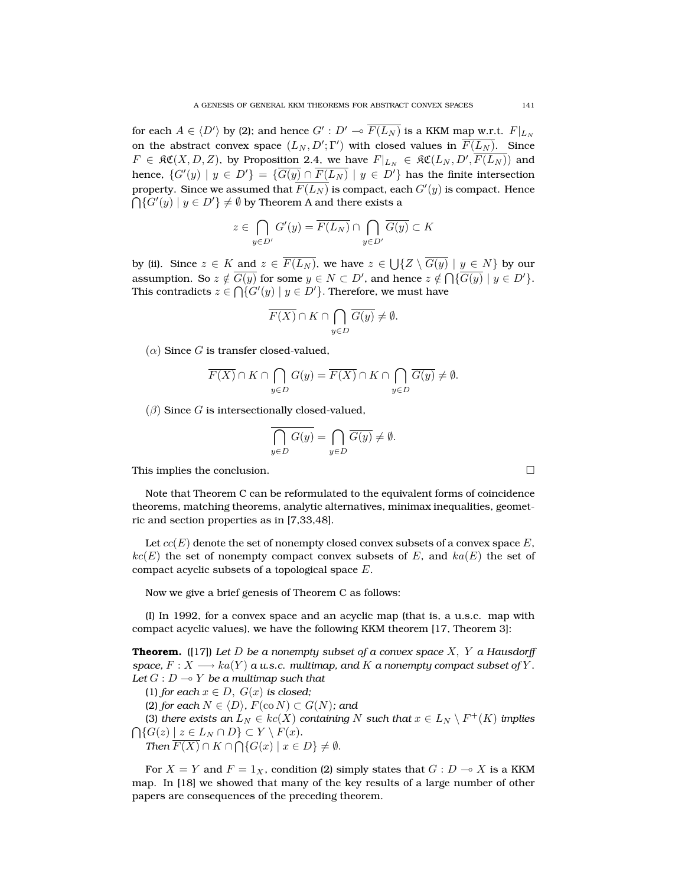for each $A \in \langle D' \rangle$ by (2); and hence $G' : D' \multimap \overline{F(L_N)}$ is a KKM map w.r.t. $F|_{L_N}$ on the abstract convex space $(L_N, D'; \Gamma')$ with closed values in $\overline{F(L_N)}$. Since $F \in \mathfrak{KC}(X, D, Z)$, by Proposition 2.4, we have $F|_{L_N} \in \mathfrak{KC}(L_N, D', \overline{F(L_N)})$ and hence, $\{G'(y) \mid y \in D'\} = \{\overline{G(y)} \cap \overline{F(L_N)} \mid y \in D'\}$ has the finite intersection property. Since we assumed that $\overline{F(L_N)}$ is compact, each $G'(y)$ is compact. Hence $\bigcap\{G'(y) \mid y \in D'\} \neq \emptyset$ by Theorem A and there exists a

$$z \in \bigcap_{y \in D'} G'(y) = \overline{F(L_N)} \cap \bigcap_{y \in D'} \overline{G(y)} \subset K$$

by (ii). Since $z \in K$ and $z \in \overline{F(L_N)}$, we have $z \in \bigcup\{Z \setminus \overline{G(y)} \mid y \in N\}$ by our assumption. So $z \notin \overline{G(y)}$ for some $y \in N \subset D'$, and hence $z \notin \bigcap\{\overline{G(y)} \mid y \in D'\}$. This contradicts $z \in \bigcap\{G'(y) \mid y \in D'\}$. Therefore, we must have

$$\overline{F(X)} \cap K \cap \bigcap_{y \in D} \overline{G(y)} \neq \emptyset.$$

($\alpha$) Since $G$ is transfer closed-valued,

$$\overline{F(X)} \cap K \cap \bigcap_{y \in D} G(y) = \overline{F(X)} \cap K \cap \bigcap_{y \in D} \overline{G(y)} \neq \emptyset.$$

($\beta$) Since $G$ is intersectionally closed-valued,

$$\overline{\bigcap_{y \in D} G(y)} = \bigcap_{y \in D} \overline{G(y)} \neq \emptyset.$$

This implies the conclusion. □

Note that Theorem C can be reformulated to the equivalent forms of coincidence theorems, matching theorems, analytic alternatives, minimax inequalities, geometric and section properties as in [7,33,48].

Let $cc(E)$ denote the set of nonempty closed convex subsets of a convex space $E$, $kc(E)$ the set of nonempty compact convex subsets of $E$, and $ka(E)$ the set of compact acyclic subsets of a topological space $E$.

Now we give a brief genesis of Theorem C as follows:

(I) In 1992, for a convex space and an acyclic map (that is, a u.s.c. map with compact acyclic values), we have the following KKM theorem [17, Theorem 3]:

**Theorem.** ([17]) *Let $D$ be a nonempty subset of a convex space $X$, $Y$ a Hausdorff space, $F : X \longrightarrow ka(Y)$ a u.s.c. multimap, and $K$ a nonempty compact subset of $Y$. Let $G : D \multimap Y$ be a multimap such that*

(1) *for each $x \in D$, $G(x)$ is closed;*

(2) *for each $N \in \langle D \rangle$, $F(\mathrm{co}\, N) \subset G(N)$; and*

(3) *there exists an $L_N \in kc(X)$ containing $N$ such that $x \in L_N \setminus F^+(K)$ implies $\bigcap\{G(z) \mid z \in L_N \cap D\} \subset Y \setminus F(x)$.*

*Then $\overline{F(X)} \cap K \cap \bigcap\{G(x) \mid x \in D\} \neq \emptyset$.*

For $X = Y$ and $F = 1_X$, condition (2) simply states that $G : D \multimap X$ is a KKM map. In [18] we showed that many of the key results of a large number of other papers are consequences of the preceding theorem.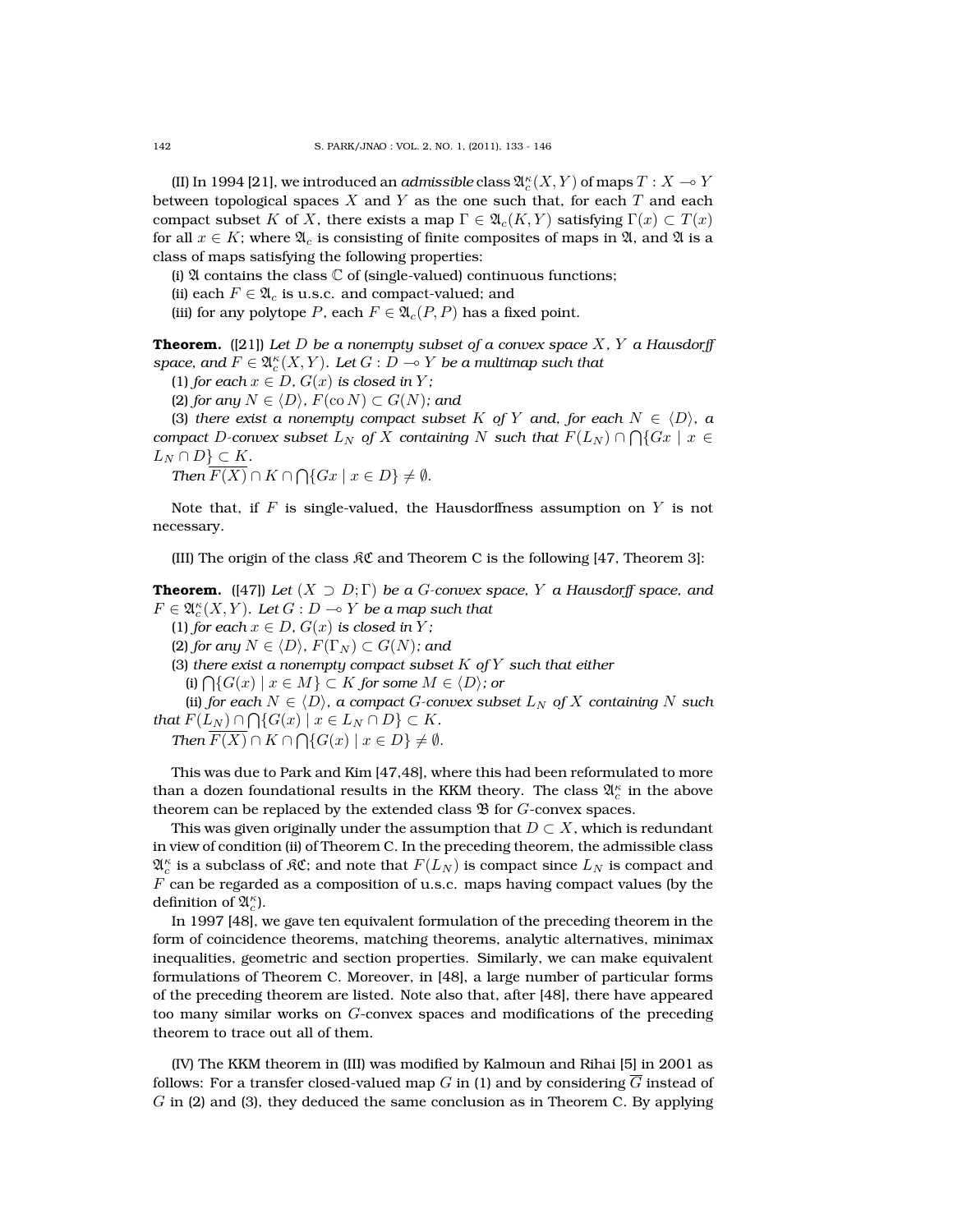(II) In 1994 [21], we introduced an *admissible* class $\mathfrak{A}_c^\kappa(X,Y)$ of maps $T : X \multimap Y$ between topological spaces $X$ and $Y$ as the one such that, for each $T$ and each compact subset $K$ of $X$, there exists a map $\Gamma \in \mathfrak{A}_c(K,Y)$ satisfying $\Gamma(x) \subset T(x)$ for all $x \in K$; where $\mathfrak{A}_c$ is consisting of finite composites of maps in $\mathfrak{A}$, and $\mathfrak{A}$ is a class of maps satisfying the following properties:

(i) $\mathfrak{A}$ contains the class $\mathbb{C}$ of (single-valued) continuous functions;

(ii) each $F \in \mathfrak{A}_c$ is u.s.c. and compact-valued; and

(iii) for any polytope $P$, each $F \in \mathfrak{A}_c(P,P)$ has a fixed point.

**Theorem.** ([21]) *Let $D$ be a nonempty subset of a convex space $X$, $Y$ a Hausdorff space, and $F \in \mathfrak{A}_c^\kappa(X,Y)$. Let $G : D \multimap Y$ be a multimap such that*

(1) *for each $x \in D$, $G(x)$ is closed in $Y$;*

(2) *for any $N \in \langle D \rangle$, $F(\mathrm{co}\, N) \subset G(N)$; and*

(3) *there exist a nonempty compact subset $K$ of $Y$ and, for each $N \in \langle D \rangle$, a compact $D$-convex subset $L_N$ of $X$ containing $N$ such that $\overline{F(L_N)} \cap \bigcap\{Gx \mid x \in L_N \cap D\} \subset K$.*

*Then $\overline{F(X)} \cap K \cap \bigcap\{Gx \mid x \in D\} \neq \emptyset$.*

Note that, if $F$ is single-valued, the Hausdorffness assumption on $Y$ is not necessary.

(III) The origin of the class $\mathfrak{KC}$ and Theorem C is the following [47, Theorem 3]:

**Theorem.** ([47]) *Let $(X \supset D; \Gamma)$ be a $G$-convex space, $Y$ a Hausdorff space, and $F \in \mathfrak{A}_c^\kappa(X,Y)$. Let $G : D \multimap Y$ be a map such that*

(1) *for each $x \in D$, $G(x)$ is closed in $Y$;*

(2) *for any $N \in \langle D \rangle$, $F(\Gamma_N) \subset G(N)$; and*

(3) *there exist a nonempty compact subset $K$ of $Y$ such that either*

(i) *$\bigcap\{G(x) \mid x \in M\} \subset K$ for some $M \in \langle D \rangle$; or*

(ii) *for each $N \in \langle D \rangle$, a compact $G$-convex subset $L_N$ of $X$ containing $N$ such that $\overline{F(L_N)} \cap \bigcap\{G(x) \mid x \in L_N \cap D\} \subset K$.*

*Then $\overline{F(X)} \cap K \cap \bigcap\{G(x) \mid x \in D\} \neq \emptyset$.*

This was due to Park and Kim [47,48], where this had been reformulated to more than a dozen foundational results in the KKM theory. The class $\mathfrak{A}_c^\kappa$ in the above theorem can be replaced by the extended class $\mathfrak{B}$ for $G$-convex spaces.

This was given originally under the assumption that $D \subset X$, which is redundant in view of condition (ii) of Theorem C. In the preceding theorem, the admissible class $\mathfrak{A}_c^\kappa$ is a subclass of $\mathfrak{KC}$; and note that $F(L_N)$ is compact since $L_N$ is compact and $F$ can be regarded as a composition of u.s.c. maps having compact values (by the definition of $\mathfrak{A}_c^\kappa$).

In 1997 [48], we gave ten equivalent formulation of the preceding theorem in the form of coincidence theorems, matching theorems, analytic alternatives, minimax inequalities, geometric and section properties. Similarly, we can make equivalent formulations of Theorem C. Moreover, in [48], a large number of particular forms of the preceding theorem are listed. Note also that, after [48], there have appeared too many similar works on $G$-convex spaces and modifications of the preceding theorem to trace out all of them.

(IV) The KKM theorem in (III) was modified by Kalmoun and Rihai [5] in 2001 as follows: For a transfer closed-valued map $G$ in (1) and by considering $\overline{G}$ instead of $G$ in (2) and (3), they deduced the same conclusion as in Theorem C. By applying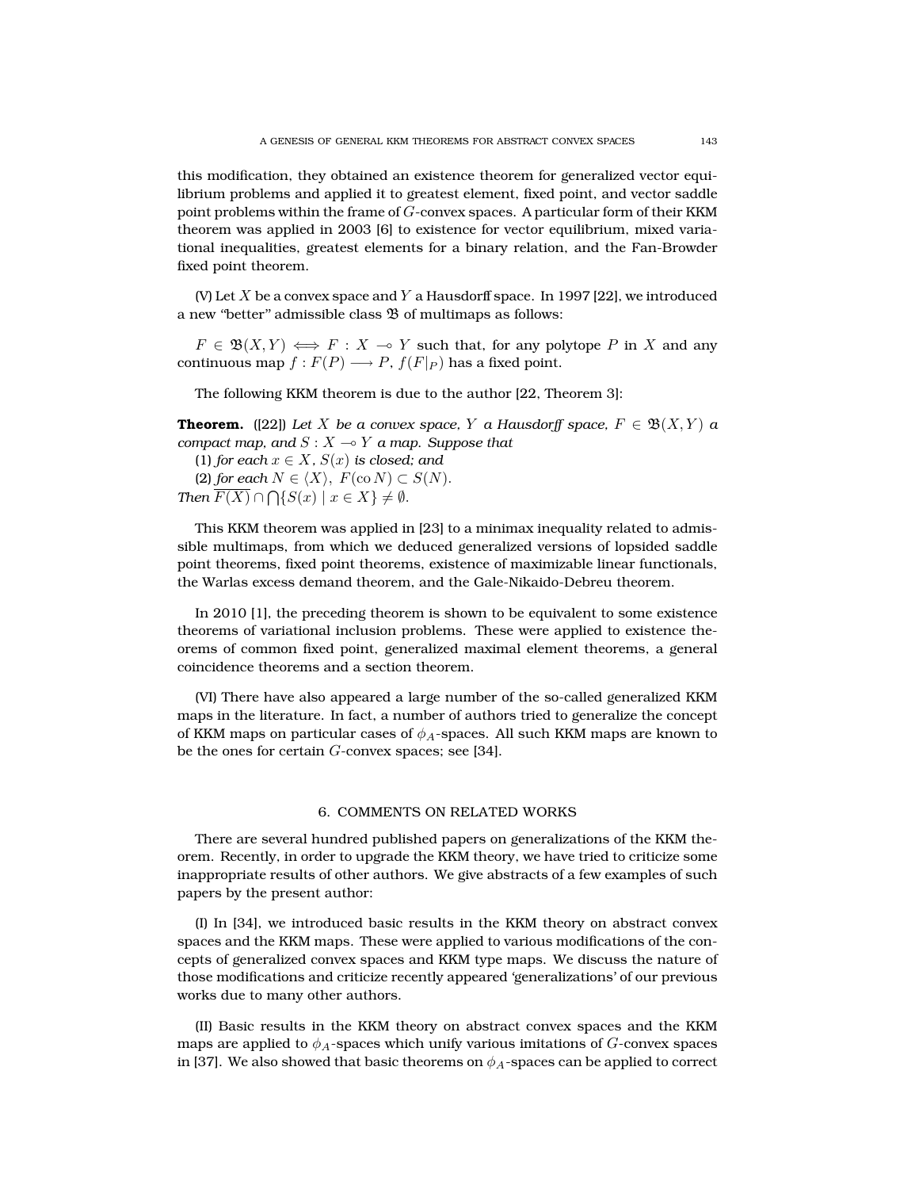this modification, they obtained an existence theorem for generalized vector equilibrium problems and applied it to greatest element, fixed point, and vector saddle point problems within the frame of $G$-convex spaces. A particular form of their KKM theorem was applied in 2003 [6] to existence for vector equilibrium, mixed variational inequalities, greatest elements for a binary relation, and the Fan-Browder fixed point theorem.

(V) Let $X$ be a convex space and $Y$ a Hausdorff space. In 1997 [22], we introduced a new "better" admissible class $\mathfrak{B}$ of multimaps as follows:

$F \in \mathfrak{B}(X,Y) \iff F : X \multimap Y$ such that, for any polytope $P$ in $X$ and any continuous map $f : F(P) \longrightarrow P$, $f(F|_P)$ has a fixed point.

The following KKM theorem is due to the author [22, Theorem 3]:

**Theorem.** ([22]) *Let $X$ be a convex space, $Y$ a Hausdorff space, $F \in \mathfrak{B}(X,Y)$ a compact map, and $S : X \multimap Y$ a map. Suppose that*

(1) *for each $x \in X$, $S(x)$ is closed; and*

(2) *for each $N \in \langle X \rangle$, $F(\operatorname{co} N) \subset S(N)$.*

*Then $\overline{F(X)} \cap \bigcap\{S(x) \mid x \in X\} \neq \emptyset$.*

This KKM theorem was applied in [23] to a minimax inequality related to admissible multimaps, from which we deduced generalized versions of lopsided saddle point theorems, fixed point theorems, existence of maximizable linear functionals, the Warlas excess demand theorem, and the Gale-Nikaido-Debreu theorem.

In 2010 [1], the preceding theorem is shown to be equivalent to some existence theorems of variational inclusion problems. These were applied to existence theorems of common fixed point, generalized maximal element theorems, a general coincidence theorems and a section theorem.

(VI) There have also appeared a large number of the so-called generalized KKM maps in the literature. In fact, a number of authors tried to generalize the concept of KKM maps on particular cases of $\phi_A$-spaces. All such KKM maps are known to be the ones for certain $G$-convex spaces; see [34].

## 6. COMMENTS ON RELATED WORKS

There are several hundred published papers on generalizations of the KKM theorem. Recently, in order to upgrade the KKM theory, we have tried to criticize some inappropriate results of other authors. We give abstracts of a few examples of such papers by the present author:

(I) In [34], we introduced basic results in the KKM theory on abstract convex spaces and the KKM maps. These were applied to various modifications of the concepts of generalized convex spaces and KKM type maps. We discuss the nature of those modifications and criticize recently appeared 'generalizations' of our previous works due to many other authors.

(II) Basic results in the KKM theory on abstract convex spaces and the KKM maps are applied to $\phi_A$-spaces which unify various imitations of $G$-convex spaces in [37]. We also showed that basic theorems on $\phi_A$-spaces can be applied to correct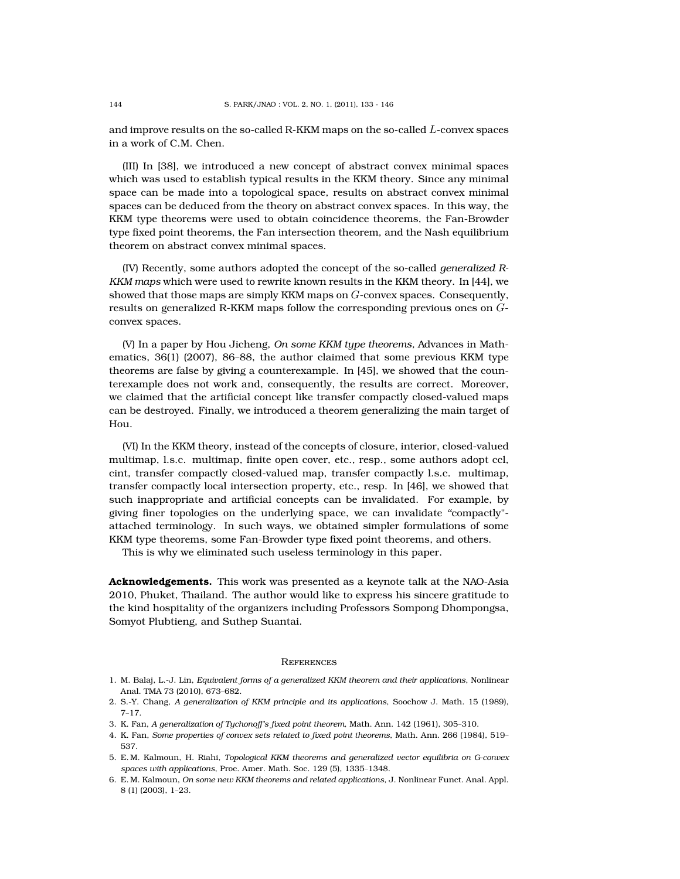and improve results on the so-called R-KKM maps on the so-called $L$-convex spaces in a work of C.M. Chen.

(III) In [38], we introduced a new concept of abstract convex minimal spaces which was used to establish typical results in the KKM theory. Since any minimal space can be made into a topological space, results on abstract convex minimal spaces can be deduced from the theory on abstract convex spaces. In this way, the KKM type theorems were used to obtain coincidence theorems, the Fan-Browder type fixed point theorems, the Fan intersection theorem, and the Nash equilibrium theorem on abstract convex minimal spaces.

(IV) Recently, some authors adopted the concept of the so-called *generalized R-KKM maps* which were used to rewrite known results in the KKM theory. In [44], we showed that those maps are simply KKM maps on $G$-convex spaces. Consequently, results on generalized R-KKM maps follow the corresponding previous ones on $G$-convex spaces.

(V) In a paper by Hou Jicheng, *On some KKM type theorems,* Advances in Mathematics, 36(1) (2007), 86–88, the author claimed that some previous KKM type theorems are false by giving a counterexample. In [45], we showed that the counterexample does not work and, consequently, the results are correct. Moreover, we claimed that the artificial concept like transfer compactly closed-valued maps can be destroyed. Finally, we introduced a theorem generalizing the main target of Hou.

(VI) In the KKM theory, instead of the concepts of closure, interior, closed-valued multimap, l.s.c. multimap, finite open cover, etc., resp., some authors adopt ccl, cint, transfer compactly closed-valued map, transfer compactly l.s.c. multimap, transfer compactly local intersection property, etc., resp. In [46], we showed that such inappropriate and artificial concepts can be invalidated. For example, by giving finer topologies on the underlying space, we can invalidate "compactly"-attached terminology. In such ways, we obtained simpler formulations of some KKM type theorems, some Fan-Browder type fixed point theorems, and others.

This is why we eliminated such useless terminology in this paper.

**Acknowledgements.** This work was presented as a keynote talk at the NAO-Asia 2010, Phuket, Thailand. The author would like to express his sincere gratitude to the kind hospitality of the organizers including Professors Sompong Dhompongsa, Somyot Plubtieng, and Suthep Suantai.

## References

1. M. Balaj, L.-J. Lin, *Equivalent forms of a generalized KKM theorem and their applications*, Nonlinear Anal. TMA 73 (2010), 673–682.
2. S.-Y. Chang, *A generalization of KKM principle and its applications*, Soochow J. Math. 15 (1989), 7–17.
3. K. Fan, *A generalization of Tychonoff's fixed point theorem*, Math. Ann. 142 (1961), 305–310.
4. K. Fan, *Some properties of convex sets related to fixed point theorems*, Math. Ann. 266 (1984), 519–537.
5. E. M. Kalmoun, H. Riahi, *Topological KKM theorems and generalized vector equilibria on G-convex spaces with applications*, Proc. Amer. Math. Soc. 129 (5), 1335–1348.
6. E. M. Kalmoun, *On some new KKM theorems and related applications*, J. Nonlinear Funct. Anal. Appl. 8 (1) (2003), 1–23.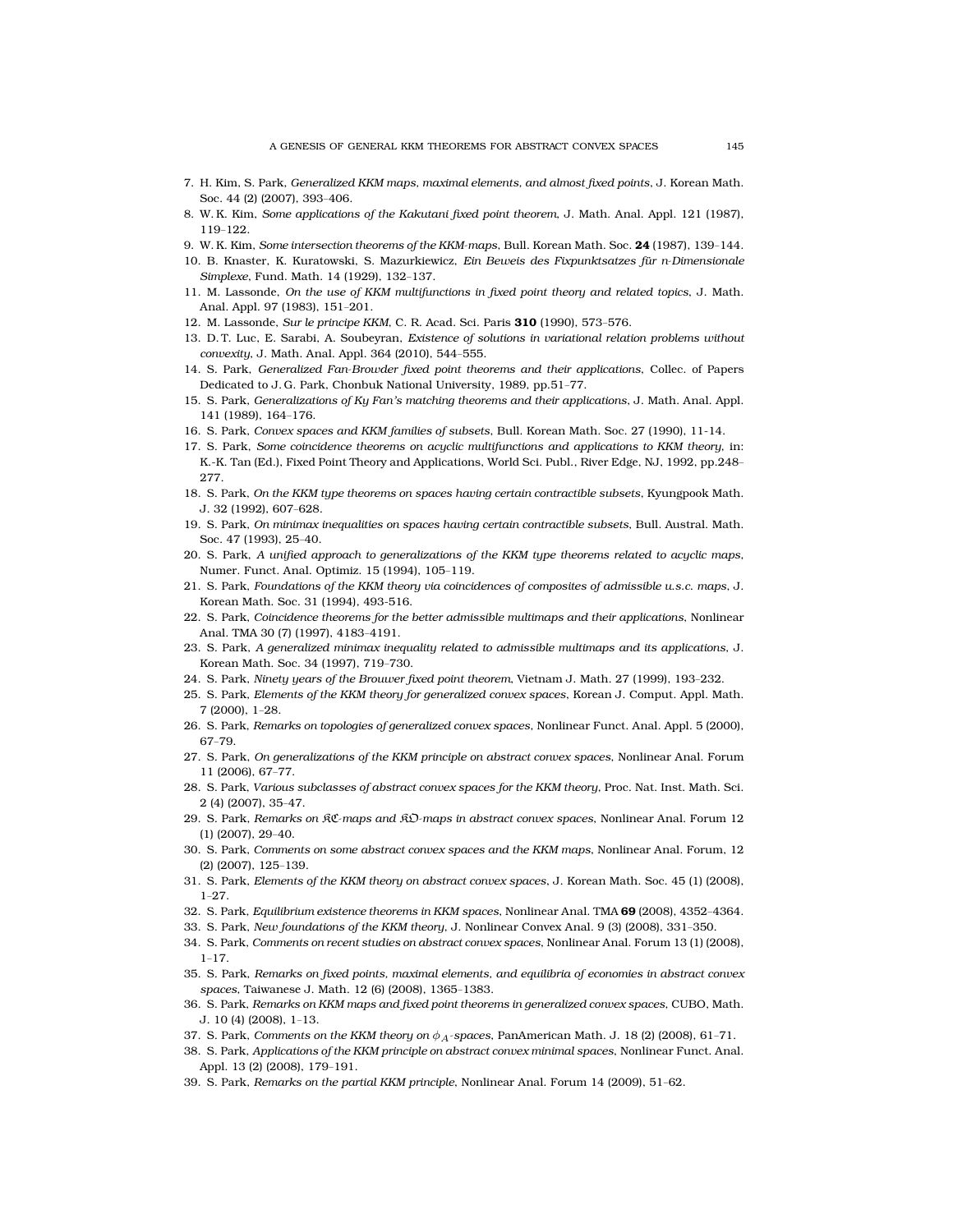7. H. Kim, S. Park, *Generalized KKM maps, maximal elements, and almost fixed points*, J. Korean Math. Soc. 44 (2) (2007), 393–406.
8. W. K. Kim, *Some applications of the Kakutani fixed point theorem*, J. Math. Anal. Appl. 121 (1987), 119–122.
9. W. K. Kim, *Some intersection theorems of the KKM-maps*, Bull. Korean Math. Soc. **24** (1987), 139–144.
10. B. Knaster, K. Kuratowski, S. Mazurkiewicz, *Ein Beweis des Fixpunktsatzes für n-Dimensionale Simplexe*, Fund. Math. 14 (1929), 132–137.
11. M. Lassonde, *On the use of KKM multifunctions in fixed point theory and related topics*, J. Math. Anal. Appl. 97 (1983), 151–201.
12. M. Lassonde, *Sur le principe KKM*, C. R. Acad. Sci. Paris **310** (1990), 573–576.
13. D. T. Luc, E. Sarabi, A. Soubeyran, *Existence of solutions in variational relation problems without convexity*, J. Math. Anal. Appl. 364 (2010), 544–555.
14. S. Park, *Generalized Fan-Browder fixed point theorems and their applications*, Collec. of Papers Dedicated to J. G. Park, Chonbuk National University, 1989, pp.51–77.
15. S. Park, *Generalizations of Ky Fan's matching theorems and their applications*, J. Math. Anal. Appl. 141 (1989), 164–176.
16. S. Park, *Convex spaces and KKM families of subsets*, Bull. Korean Math. Soc. 27 (1990), 11-14.
17. S. Park, *Some coincidence theorems on acyclic multifunctions and applications to KKM theory*, in: K.-K. Tan (Ed.), Fixed Point Theory and Applications, World Sci. Publ., River Edge, NJ, 1992, pp.248–277.
18. S. Park, *On the KKM type theorems on spaces having certain contractible subsets*, Kyungpook Math. J. 32 (1992), 607–628.
19. S. Park, *On minimax inequalities on spaces having certain contractible subsets*, Bull. Austral. Math. Soc. 47 (1993), 25–40.
20. S. Park, *A unified approach to generalizations of the KKM type theorems related to acyclic maps*, Numer. Funct. Anal. Optimiz. 15 (1994), 105–119.
21. S. Park, *Foundations of the KKM theory via coincidences of composites of admissible u.s.c. maps*, J. Korean Math. Soc. 31 (1994), 493-516.
22. S. Park, *Coincidence theorems for the better admissible multimaps and their applications*, Nonlinear Anal. TMA 30 (7) (1997), 4183–4191.
23. S. Park, *A generalized minimax inequality related to admissible multimaps and its applications*, J. Korean Math. Soc. 34 (1997), 719–730.
24. S. Park, *Ninety years of the Brouwer fixed point theorem*, Vietnam J. Math. 27 (1999), 193–232.
25. S. Park, *Elements of the KKM theory for generalized convex spaces*, Korean J. Comput. Appl. Math. 7 (2000), 1–28.
26. S. Park, *Remarks on topologies of generalized convex spaces*, Nonlinear Funct. Anal. Appl. 5 (2000), 67–79.
27. S. Park, *On generalizations of the KKM principle on abstract convex spaces*, Nonlinear Anal. Forum 11 (2006), 67–77.
28. S. Park, *Various subclasses of abstract convex spaces for the KKM theory*, Proc. Nat. Inst. Math. Sci. 2 (4) (2007), 35–47.
29. S. Park, *Remarks on $\mathfrak{KC}$-maps and $\mathfrak{KO}$-maps in abstract convex spaces*, Nonlinear Anal. Forum 12 (1) (2007), 29–40.
30. S. Park, *Comments on some abstract convex spaces and the KKM maps*, Nonlinear Anal. Forum, 12 (2) (2007), 125–139.
31. S. Park, *Elements of the KKM theory on abstract convex spaces*, J. Korean Math. Soc. 45 (1) (2008), 1–27.
32. S. Park, *Equilibrium existence theorems in KKM spaces*, Nonlinear Anal. TMA **69** (2008), 4352–4364.
33. S. Park, *New foundations of the KKM theory*, J. Nonlinear Convex Anal. 9 (3) (2008), 331–350.
34. S. Park, *Comments on recent studies on abstract convex spaces*, Nonlinear Anal. Forum 13 (1) (2008), 1–17.
35. S. Park, *Remarks on fixed points, maximal elements, and equilibria of economies in abstract convex spaces*, Taiwanese J. Math. 12 (6) (2008), 1365–1383.
36. S. Park, *Remarks on KKM maps and fixed point theorems in generalized convex spaces*, CUBO, Math. J. 10 (4) (2008), 1–13.
37. S. Park, *Comments on the KKM theory on $\phi_A$-spaces*, PanAmerican Math. J. 18 (2) (2008), 61–71.
38. S. Park, *Applications of the KKM principle on abstract convex minimal spaces*, Nonlinear Funct. Anal. Appl. 13 (2) (2008), 179–191.
39. S. Park, *Remarks on the partial KKM principle*, Nonlinear Anal. Forum 14 (2009), 51–62.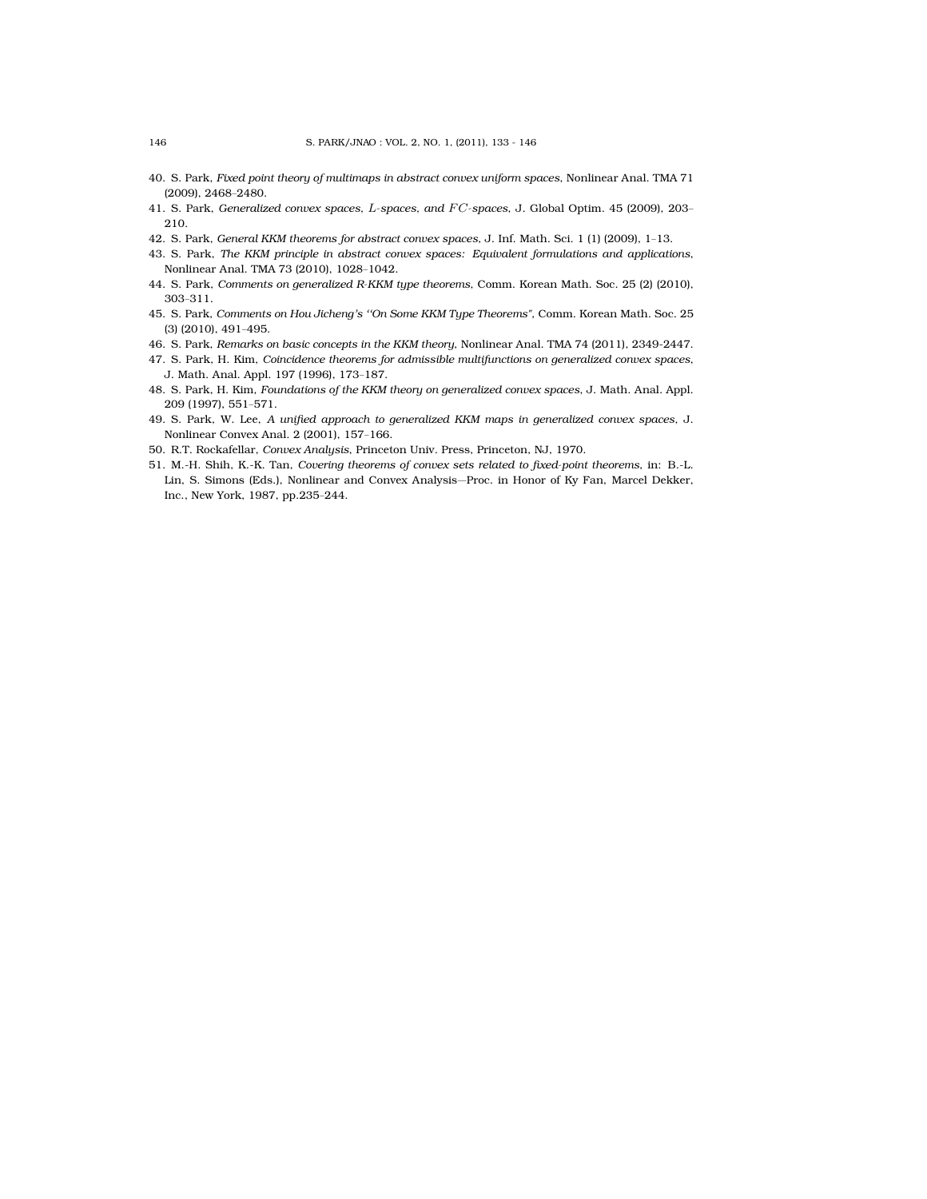40. S. Park, *Fixed point theory of multimaps in abstract convex uniform spaces*, Nonlinear Anal. TMA 71 (2009), 2468–2480.
41. S. Park, *Generalized convex spaces, $L$-spaces, and $FC$-spaces*, J. Global Optim. 45 (2009), 203–210.
42. S. Park, *General KKM theorems for abstract convex spaces*, J. Inf. Math. Sci. 1 (1) (2009), 1–13.
43. S. Park, *The KKM principle in abstract convex spaces: Equivalent formulations and applications*, Nonlinear Anal. TMA 73 (2010), 1028–1042.
44. S. Park, *Comments on generalized R-KKM type theorems*, Comm. Korean Math. Soc. 25 (2) (2010), 303–311.
45. S. Park, *Comments on Hou Jicheng's "On Some KKM Type Theorems"*, Comm. Korean Math. Soc. 25 (3) (2010), 491–495.
46. S. Park, *Remarks on basic concepts in the KKM theory*, Nonlinear Anal. TMA 74 (2011), 2349-2447.
47. S. Park, H. Kim, *Coincidence theorems for admissible multifunctions on generalized convex spaces*, J. Math. Anal. Appl. 197 (1996), 173–187.
48. S. Park, H. Kim, *Foundations of the KKM theory on generalized convex spaces*, J. Math. Anal. Appl. 209 (1997), 551–571.
49. S. Park, W. Lee, *A unified approach to generalized KKM maps in generalized convex spaces*, J. Nonlinear Convex Anal. 2 (2001), 157–166.
50. R.T. Rockafellar, *Convex Analysis*, Princeton Univ. Press, Princeton, NJ, 1970.
51. M.-H. Shih, K.-K. Tan, *Covering theorems of convex sets related to fixed-point theorems*, in: B.-L. Lin, S. Simons (Eds.), Nonlinear and Convex Analysis—Proc. in Honor of Ky Fan, Marcel Dekker, Inc., New York, 1987, pp.235–244.